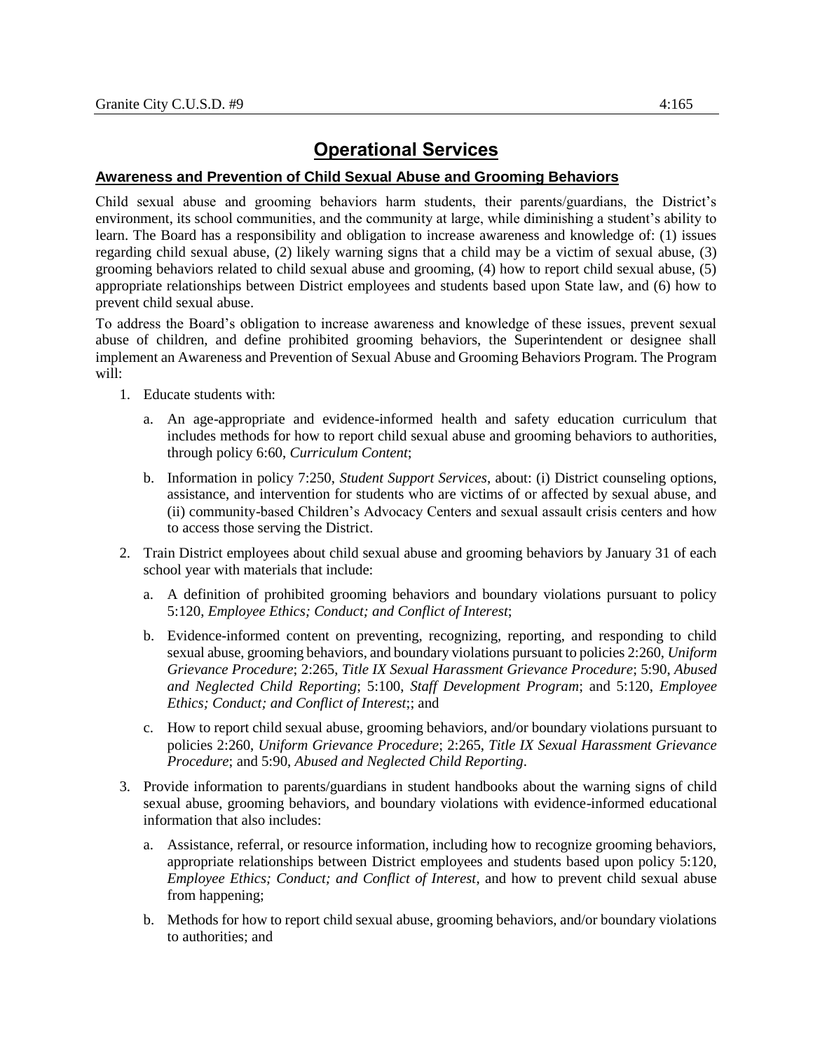# Operational Services

## Awareness and Prevention of Child Sexual Abuse and Grooming Behaviors

Child sexual abuse and grooming behaviors harm students, their parents/guardians, the District's environment, its school communities, and the community at large, while diminishing a student's ability to learn. The Board has a responsibility and obligation to increase awareness and knowledge of: (1) issues regarding child sexual abuse, (2) likely warning signs that a child may be a victim of sexual abuse, (3) grooming behaviors related to child sexual abuse and grooming, (4) how to report child sexual abuse, (5) appropriate relationships between District employees and students based upon State law, and (6) how to prevent child sexual abuse.

To address the Board's obligation to increase awareness and knowledge of these issues, prevent sexual abuse of children, and define prohibited grooming behaviors, the Superintendent or designee shall implement an Awareness and Prevention of Sexual Abuse and Grooming Behaviors Program. The Program will:

1. Educate students with:
   a. An age-appropriate and evidence-informed health and safety education curriculum that includes methods for how to report child sexual abuse and grooming behaviors to authorities, through policy 6:60, *Curriculum Content*;
   b. Information in policy 7:250, *Student Support Services*, about: (i) District counseling options, assistance, and intervention for students who are victims of or affected by sexual abuse, and (ii) community-based Children's Advocacy Centers and sexual assault crisis centers and how to access those serving the District.
2. Train District employees about child sexual abuse and grooming behaviors by January 31 of each school year with materials that include:
   a. A definition of prohibited grooming behaviors and boundary violations pursuant to policy 5:120, *Employee Ethics; Conduct; and Conflict of Interest*;
   b. Evidence-informed content on preventing, recognizing, reporting, and responding to child sexual abuse, grooming behaviors, and boundary violations pursuant to policies 2:260, *Uniform Grievance Procedure*; 2:265, *Title IX Sexual Harassment Grievance Procedure*; 5:90, *Abused and Neglected Child Reporting*; 5:100, *Staff Development Program*; and 5:120, *Employee Ethics; Conduct; and Conflict of Interest*;; and
   c. How to report child sexual abuse, grooming behaviors, and/or boundary violations pursuant to policies 2:260, *Uniform Grievance Procedure*; 2:265, *Title IX Sexual Harassment Grievance Procedure*; and 5:90, *Abused and Neglected Child Reporting*.
3. Provide information to parents/guardians in student handbooks about the warning signs of child sexual abuse, grooming behaviors, and boundary violations with evidence-informed educational information that also includes:
   a. Assistance, referral, or resource information, including how to recognize grooming behaviors, appropriate relationships between District employees and students based upon policy 5:120, *Employee Ethics; Conduct; and Conflict of Interest*, and how to prevent child sexual abuse from happening;
   b. Methods for how to report child sexual abuse, grooming behaviors, and/or boundary violations to authorities; and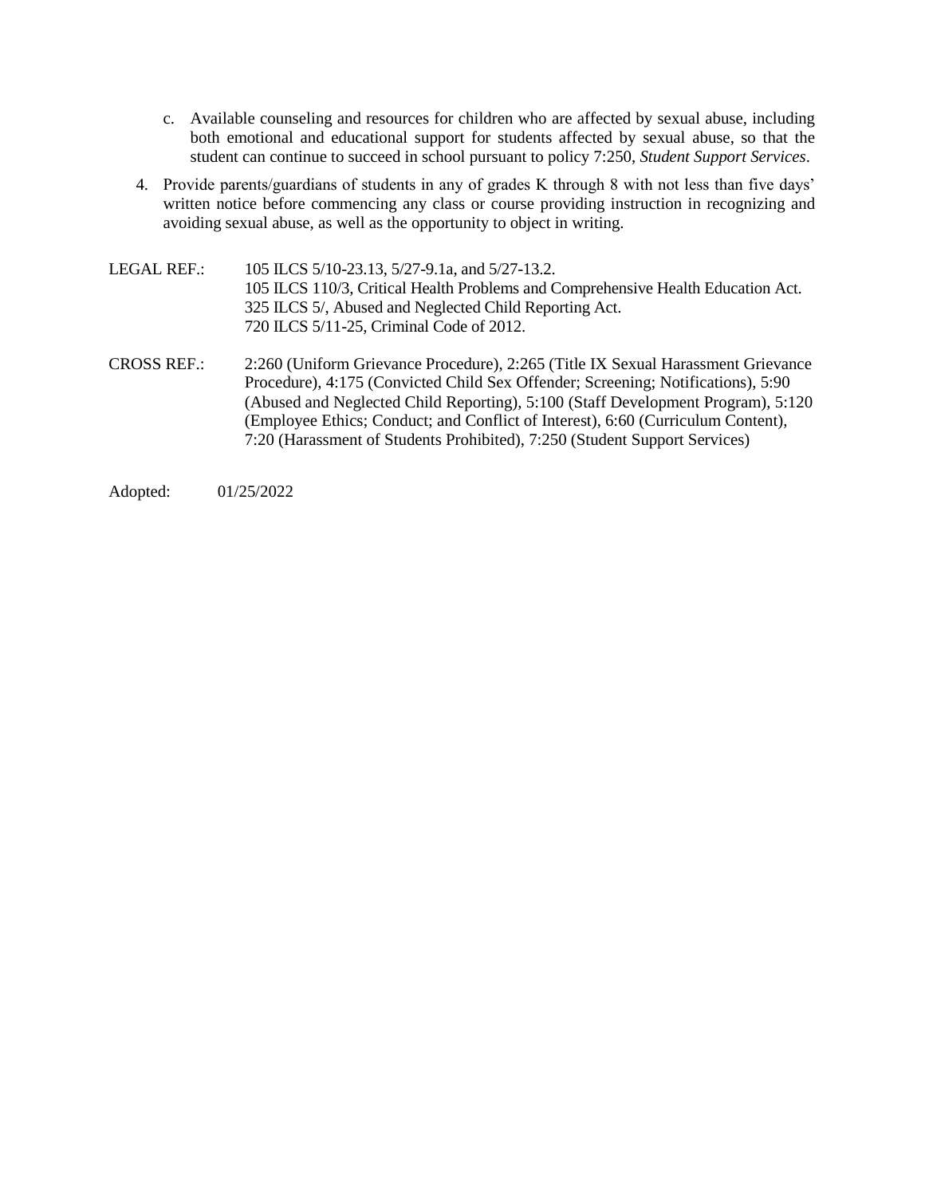c. Available counseling and resources for children who are affected by sexual abuse, including both emotional and educational support for students affected by sexual abuse, so that the student can continue to succeed in school pursuant to policy 7:250, *Student Support Services*.

4. Provide parents/guardians of students in any of grades K through 8 with not less than five days' written notice before commencing any class or course providing instruction in recognizing and avoiding sexual abuse, as well as the opportunity to object in writing.

LEGAL REF.: 105 ILCS 5/10-23.13, 5/27-9.1a, and 5/27-13.2.
105 ILCS 110/3, Critical Health Problems and Comprehensive Health Education Act.
325 ILCS 5/, Abused and Neglected Child Reporting Act.
720 ILCS 5/11-25, Criminal Code of 2012.

CROSS REF.: 2:260 (Uniform Grievance Procedure), 2:265 (Title IX Sexual Harassment Grievance Procedure), 4:175 (Convicted Child Sex Offender; Screening; Notifications), 5:90 (Abused and Neglected Child Reporting), 5:100 (Staff Development Program), 5:120 (Employee Ethics; Conduct; and Conflict of Interest), 6:60 (Curriculum Content), 7:20 (Harassment of Students Prohibited), 7:250 (Student Support Services)

Adopted: 01/25/2022